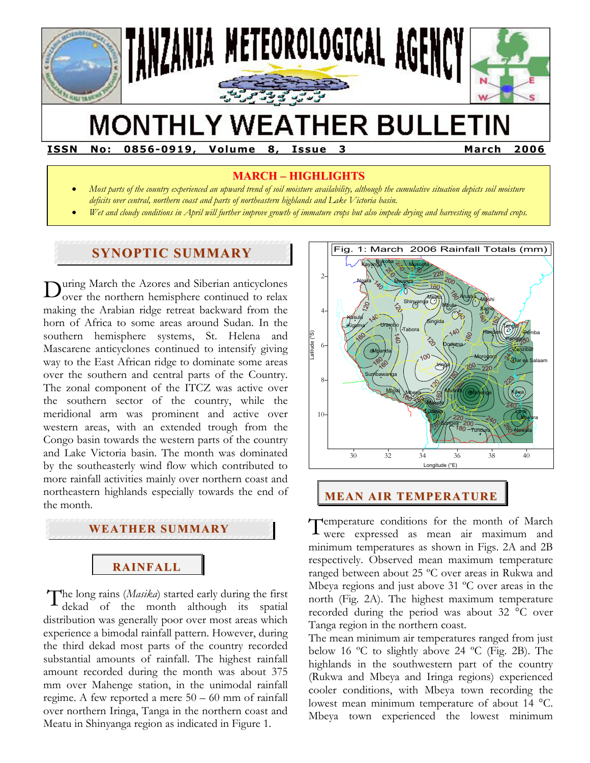# TANZANIA METEOROLOGICAL AGENCY

# MONTHLY WEATHER BULLETIN

**ISSN No: 0856-0919, Volume 8, Issue 3 March 2006**

## MARCH – HIGHLIGHTS

- *Most parts of the country experienced an upward trend of soil moisture availability, although the cumulative situation depicts soil moisture deficits over central, northern coast and parts of northeastern highlands and Lake Victoria basin.*
- *Wet and cloudy conditions in April will further improve growth of immature crops but also impede drying and harvesting of matured crops.*

## SYNOPTIC SUMMARY

During March the Azores and Siberian anticyclones over the northern hemisphere continued to relax making the Arabian ridge retreat backward from the horn of Africa to some areas around Sudan. In the southern hemisphere systems, St. Helena and Mascarene anticyclones continued to intensify giving way to the East African ridge to dominate some areas over the southern and central parts of the Country. The zonal component of the ITCZ was active over the southern sector of the country, while the meridional arm was prominent and active over western areas, with an extended trough from the Congo basin towards the western parts of the country and Lake Victoria basin. The month was dominated by the southeasterly wind flow which contributed to more rainfall activities mainly over northern coast and northeastern highlands especially towards the end of the month.

## WEATHER SUMMARY

### RAINFALL

The long rains (*Masika*) started early during the first dekad of the month although its spatial distribution was generally poor over most areas which experience a bimodal rainfall pattern. However, during the third dekad most parts of the country recorded substantial amounts of rainfall. The highest rainfall amount recorded during the month was about 375 mm over Mahenge station, in the unimodal rainfall regime. A few reported a mere 50 – 60 mm of rainfall over northern Iringa, Tanga in the northern coast and Meatu in Shinyanga region as indicated in Figure 1.

Fig. 1: March 2006 Rainfall Totals (mm)

## MEAN AIR TEMPERATURE

Temperature conditions for the month of March were expressed as mean air maximum and minimum temperatures as shown in Figs. 2A and 2B respectively. Observed mean maximum temperature ranged between about 25 ºC over areas in Rukwa and Mbeya regions and just above 31 ºC over areas in the north (Fig. 2A). The highest maximum temperature recorded during the period was about 32 °C over Tanga region in the northern coast.

The mean minimum air temperatures ranged from just below 16 ºC to slightly above 24 ºC (Fig. 2B). The highlands in the southwestern part of the country (Rukwa and Mbeya and Iringa regions) experienced cooler conditions, with Mbeya town recording the lowest mean minimum temperature of about 14 °C. Mbeya town experienced the lowest minimum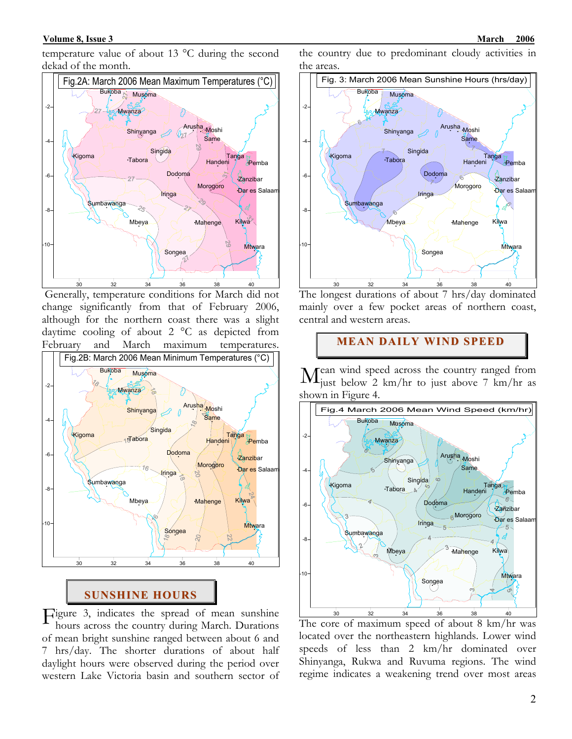temperature value of about 13 °C during the second dekad of the month.

Fig.2A: March 2006 Mean Maximum Temperatures (°C)

Generally, temperature conditions for March did not change significantly from that of February 2006, although for the northern coast there was a slight daytime cooling of about 2 °C as depicted from February and March maximum temperatures.

Fig.2B: March 2006 Mean Minimum Temperatures (°C)

## SUNSHINE HOURS

Figure 3, indicates the spread of mean sunshine hours across the country during March. Durations of mean bright sunshine ranged between about 6 and 7 hrs/day. The shorter durations of about half daylight hours were observed during the period over western Lake Victoria basin and southern sector of the country due to predominant cloudy activities in the areas.

Fig. 3: March 2006 Mean Sunshine Hours (hrs/day)

The longest durations of about 7 hrs/day dominated mainly over a few pocket areas of northern coast, central and western areas.

## MEAN DAILY WIND SPEED

Mean wind speed across the country ranged from just below 2 km/hr to just above 7 km/hr as shown in Figure 4.

Fig.4 March 2006 Mean Wind Speed (km/hr)

The core of maximum speed of about 8 km/hr was located over the northeastern highlands. Lower wind speeds of less than 2 km/hr dominated over Shinyanga, Rukwa and Ruvuma regions. The wind regime indicates a weakening trend over most areas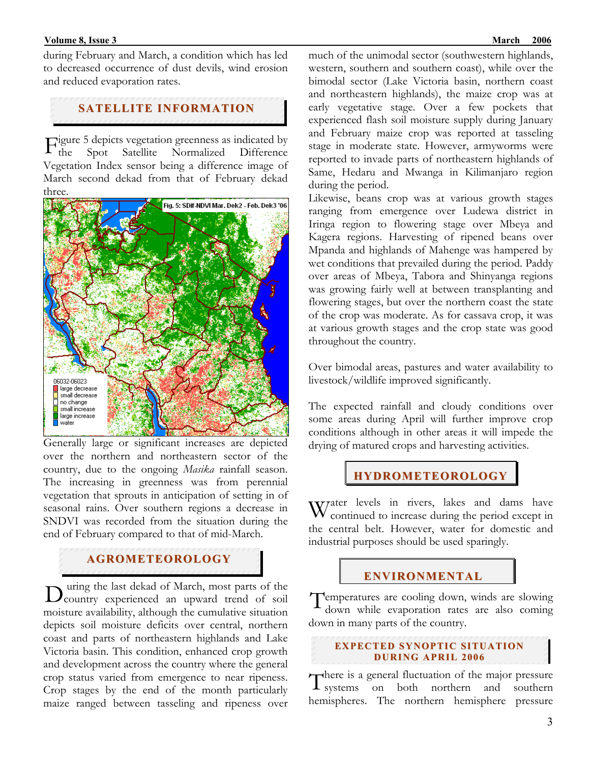during February and March, a condition which has led to decreased occurrence of dust devils, wind erosion and reduced evaporation rates.

## SATELLITE INFORMATION

Figure 5 depicts vegetation greenness as indicated by the Spot Satellite Normalized Difference Vegetation Index sensor being a difference image of March second dekad from that of February dekad three.

Fig. 5: SDif-NDVI Mar. Dek2 - Feb. Dek3 '06

06032-06023
- large decrease
- small decrease
- no change
- small increase
- large increase
- water

Generally large or significant increases are depicted over the northern and northeastern sector of the country, due to the ongoing *Masika* rainfall season. The increasing in greenness was from perennial vegetation that sprouts in anticipation of setting in of seasonal rains. Over southern regions a decrease in SNDVI was recorded from the situation during the end of February compared to that of mid-March.

## AGROMETEOROLOGY

During the last dekad of March, most parts of the country experienced an upward trend of soil moisture availability, although the cumulative situation depicts soil moisture deficits over central, northern coast and parts of northeastern highlands and Lake Victoria basin. This condition, enhanced crop growth and development across the country where the general crop status varied from emergence to near ripeness. Crop stages by the end of the month particularly maize ranged between tasseling and ripeness over much of the unimodal sector (southwestern highlands, western, southern and southern coast), while over the bimodal sector (Lake Victoria basin, northern coast and northeastern highlands), the maize crop was at early vegetative stage. Over a few pockets that experienced flash soil moisture supply during January and February maize crop was reported at tasseling stage in moderate state. However, armyworms were reported to invade parts of northeastern highlands of Same, Hedaru and Mwanga in Kilimanjaro region during the period.

Likewise, beans crop was at various growth stages ranging from emergence over Ludewa district in Iringa region to flowering stage over Mbeya and Kagera regions. Harvesting of ripened beans over Mpanda and highlands of Mahenge was hampered by wet conditions that prevailed during the period. Paddy over areas of Mbeya, Tabora and Shinyanga regions was growing fairly well at between transplanting and flowering stages, but over the northern coast the state of the crop was moderate. As for cassava crop, it was at various growth stages and the crop state was good throughout the country.

Over bimodal areas, pastures and water availability to livestock/wildlife improved significantly.

The expected rainfall and cloudy conditions over some areas during April will further improve crop conditions although in other areas it will impede the drying of matured crops and harvesting activities.

## HYDROMETEOROLOGY

Water levels in rivers, lakes and dams have continued to increase during the period except in the central belt. However, water for domestic and industrial purposes should be used sparingly.

## ENVIRONMENTAL

Temperatures are cooling down, winds are slowing down while evaporation rates are also coming down in many parts of the country.

## EXPECTED SYNOPTIC SITUATION DURING APRIL 2006

There is a general fluctuation of the major pressure systems on both northern and southern hemispheres. The northern hemisphere pressure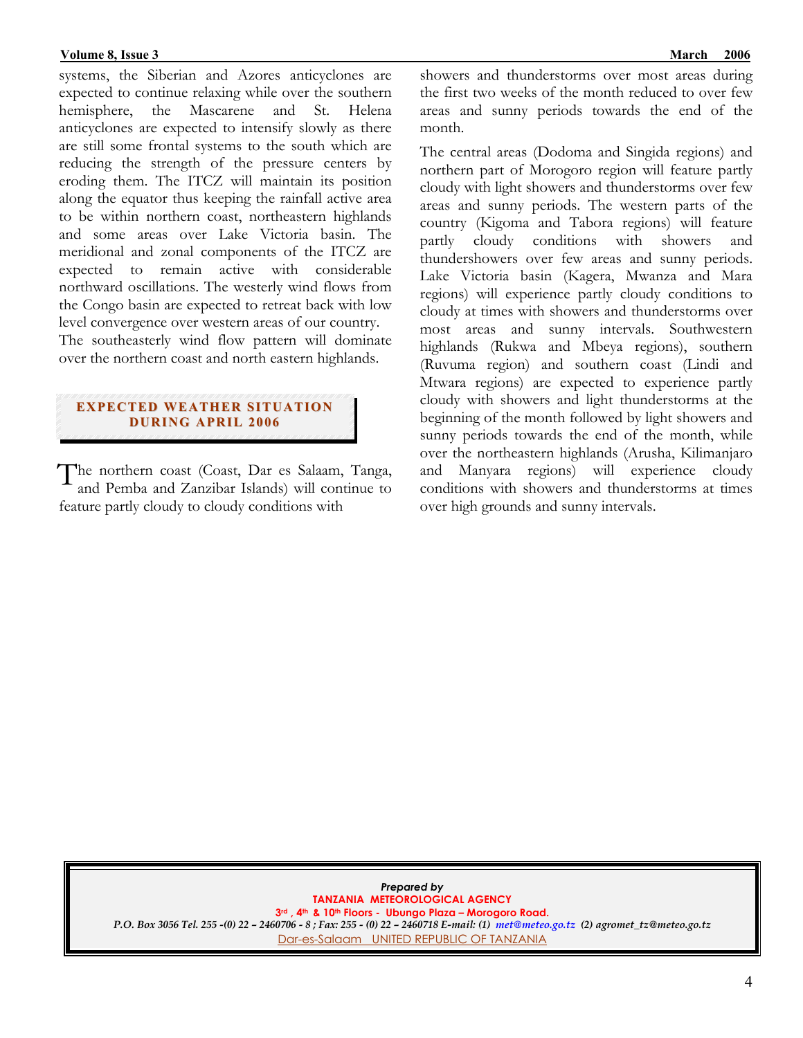systems, the Siberian and Azores anticyclones are expected to continue relaxing while over the southern hemisphere, the Mascarene and St. Helena anticyclones are expected to intensify slowly as there are still some frontal systems to the south which are reducing the strength of the pressure centers by eroding them. The ITCZ will maintain its position along the equator thus keeping the rainfall active area to be within northern coast, northeastern highlands and some areas over Lake Victoria basin. The meridional and zonal components of the ITCZ are expected to remain active with considerable northward oscillations. The westerly wind flows from the Congo basin are expected to retreat back with low level convergence over western areas of our country. The southeasterly wind flow pattern will dominate over the northern coast and north eastern highlands.

## EXPECTED WEATHER SITUATION DURING APRIL 2006

The northern coast (Coast, Dar es Salaam, Tanga, and Pemba and Zanzibar Islands) will continue to feature partly cloudy to cloudy conditions with showers and thunderstorms over most areas during the first two weeks of the month reduced to over few areas and sunny periods towards the end of the month.

The central areas (Dodoma and Singida regions) and northern part of Morogoro region will feature partly cloudy with light showers and thunderstorms over few areas and sunny periods. The western parts of the country (Kigoma and Tabora regions) will feature partly cloudy conditions with showers and thundershowers over few areas and sunny periods. Lake Victoria basin (Kagera, Mwanza and Mara regions) will experience partly cloudy conditions to cloudy at times with showers and thunderstorms over most areas and sunny intervals. Southwestern highlands (Rukwa and Mbeya regions), southern (Ruvuma region) and southern coast (Lindi and Mtwara regions) are expected to experience partly cloudy with showers and light thunderstorms at the beginning of the month followed by light showers and sunny periods towards the end of the month, while over the northeastern highlands (Arusha, Kilimanjaro and Manyara regions) will experience cloudy conditions with showers and thunderstorms at times over high grounds and sunny intervals.

*Prepared by*
**TANZANIA METEOROLOGICAL AGENCY**
**3rd , 4th & 10th Floors - Ubungo Plaza – Morogoro Road.**
*P.O. Box 3056 Tel. 255 -(0) 22 – 2460706 - 8 ; Fax: 255 - (0) 22 – 2460718 E-mail: (1) met@meteo.go.tz (2) agromet_tz@meteo.go.tz*
Dar-es-Salaam UNITED REPUBLIC OF TANZANIA